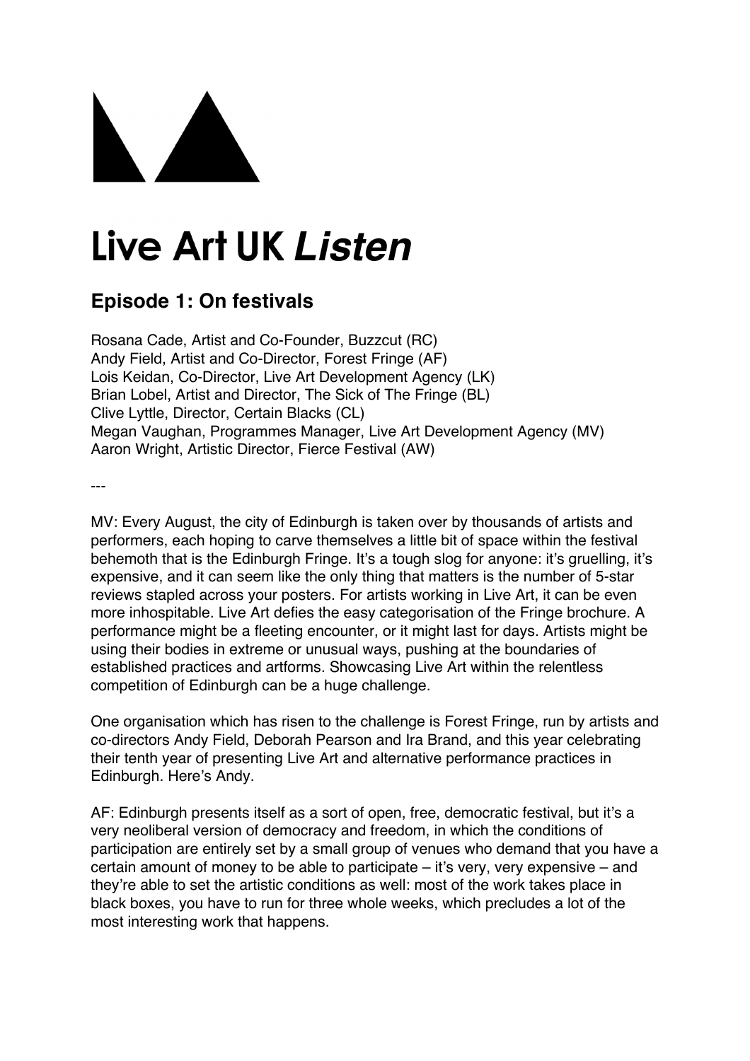# Live Art UK *Listen*

## Episode 1: On festivals

Rosana Cade, Artist and Co-Founder, Buzzcut (RC)
Andy Field, Artist and Co-Director, Forest Fringe (AF)
Lois Keidan, Co-Director, Live Art Development Agency (LK)
Brian Lobel, Artist and Director, The Sick of The Fringe (BL)
Clive Lyttle, Director, Certain Blacks (CL)
Megan Vaughan, Programmes Manager, Live Art Development Agency (MV)
Aaron Wright, Artistic Director, Fierce Festival (AW)

---

MV: Every August, the city of Edinburgh is taken over by thousands of artists and performers, each hoping to carve themselves a little bit of space within the festival behemoth that is the Edinburgh Fringe. It's a tough slog for anyone: it's gruelling, it's expensive, and it can seem like the only thing that matters is the number of 5-star reviews stapled across your posters. For artists working in Live Art, it can be even more inhospitable. Live Art defies the easy categorisation of the Fringe brochure. A performance might be a fleeting encounter, or it might last for days. Artists might be using their bodies in extreme or unusual ways, pushing at the boundaries of established practices and artforms. Showcasing Live Art within the relentless competition of Edinburgh can be a huge challenge.

One organisation which has risen to the challenge is Forest Fringe, run by artists and co-directors Andy Field, Deborah Pearson and Ira Brand, and this year celebrating their tenth year of presenting Live Art and alternative performance practices in Edinburgh. Here's Andy.

AF: Edinburgh presents itself as a sort of open, free, democratic festival, but it's a very neoliberal version of democracy and freedom, in which the conditions of participation are entirely set by a small group of venues who demand that you have a certain amount of money to be able to participate – it's very, very expensive – and they're able to set the artistic conditions as well: most of the work takes place in black boxes, you have to run for three whole weeks, which precludes a lot of the most interesting work that happens.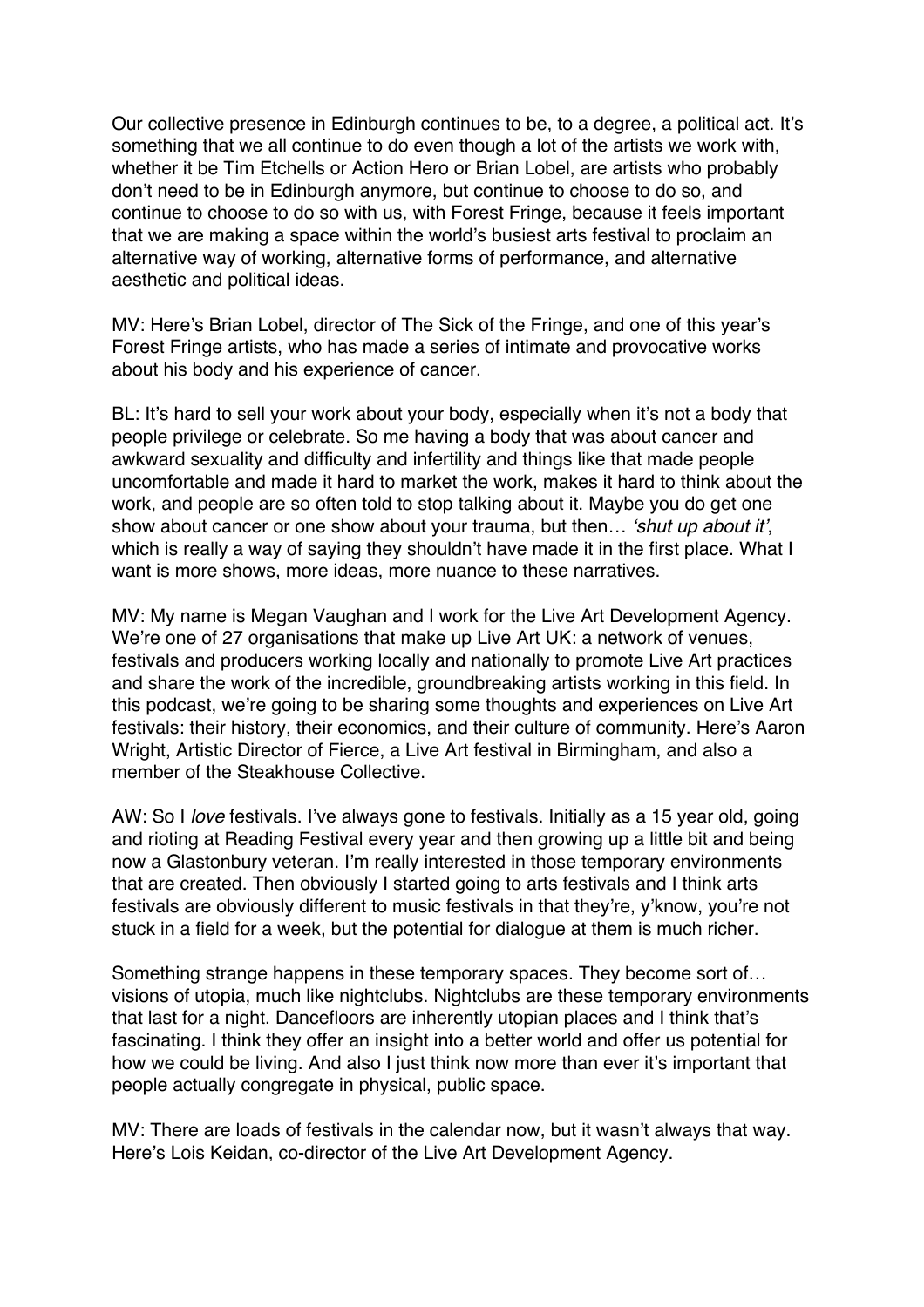Our collective presence in Edinburgh continues to be, to a degree, a political act. It's something that we all continue to do even though a lot of the artists we work with, whether it be Tim Etchells or Action Hero or Brian Lobel, are artists who probably don't need to be in Edinburgh anymore, but continue to choose to do so, and continue to choose to do so with us, with Forest Fringe, because it feels important that we are making a space within the world's busiest arts festival to proclaim an alternative way of working, alternative forms of performance, and alternative aesthetic and political ideas.

MV: Here's Brian Lobel, director of The Sick of the Fringe, and one of this year's Forest Fringe artists, who has made a series of intimate and provocative works about his body and his experience of cancer.

BL: It's hard to sell your work about your body, especially when it's not a body that people privilege or celebrate. So me having a body that was about cancer and awkward sexuality and difficulty and infertility and things like that made people uncomfortable and made it hard to market the work, makes it hard to think about the work, and people are so often told to stop talking about it. Maybe you do get one show about cancer or one show about your trauma, but then… *'shut up about it'*, which is really a way of saying they shouldn't have made it in the first place. What I want is more shows, more ideas, more nuance to these narratives.

MV: My name is Megan Vaughan and I work for the Live Art Development Agency. We're one of 27 organisations that make up Live Art UK: a network of venues, festivals and producers working locally and nationally to promote Live Art practices and share the work of the incredible, groundbreaking artists working in this field. In this podcast, we're going to be sharing some thoughts and experiences on Live Art festivals: their history, their economics, and their culture of community. Here's Aaron Wright, Artistic Director of Fierce, a Live Art festival in Birmingham, and also a member of the Steakhouse Collective.

AW: So I *love* festivals. I've always gone to festivals. Initially as a 15 year old, going and rioting at Reading Festival every year and then growing up a little bit and being now a Glastonbury veteran. I'm really interested in those temporary environments that are created. Then obviously I started going to arts festivals and I think arts festivals are obviously different to music festivals in that they're, y'know, you're not stuck in a field for a week, but the potential for dialogue at them is much richer.

Something strange happens in these temporary spaces. They become sort of… visions of utopia, much like nightclubs. Nightclubs are these temporary environments that last for a night. Dancefloors are inherently utopian places and I think that's fascinating. I think they offer an insight into a better world and offer us potential for how we could be living. And also I just think now more than ever it's important that people actually congregate in physical, public space.

MV: There are loads of festivals in the calendar now, but it wasn't always that way. Here's Lois Keidan, co-director of the Live Art Development Agency.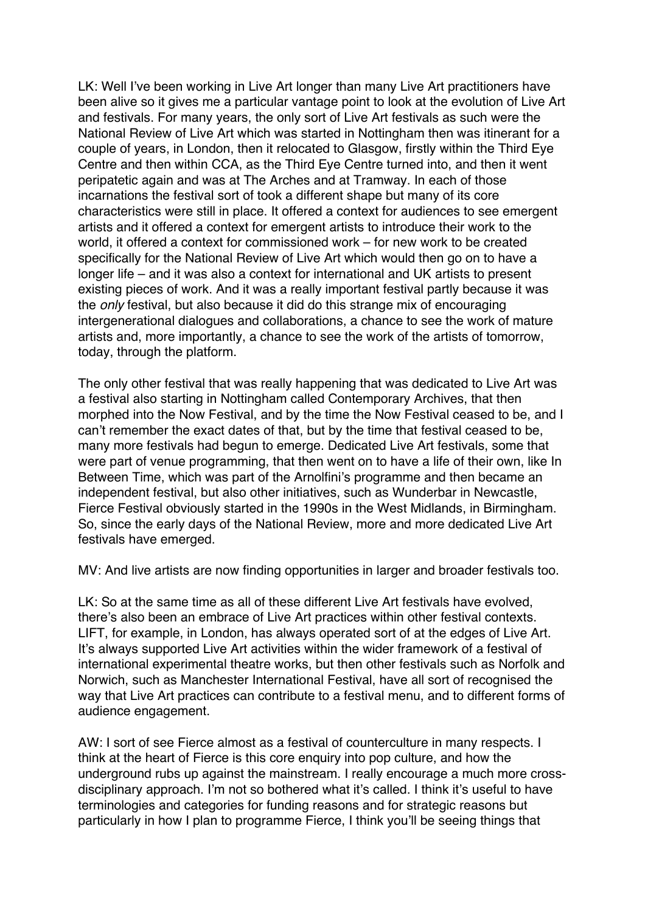LK: Well I've been working in Live Art longer than many Live Art practitioners have been alive so it gives me a particular vantage point to look at the evolution of Live Art and festivals. For many years, the only sort of Live Art festivals as such were the National Review of Live Art which was started in Nottingham then was itinerant for a couple of years, in London, then it relocated to Glasgow, firstly within the Third Eye Centre and then within CCA, as the Third Eye Centre turned into, and then it went peripatetic again and was at The Arches and at Tramway. In each of those incarnations the festival sort of took a different shape but many of its core characteristics were still in place. It offered a context for audiences to see emergent artists and it offered a context for emergent artists to introduce their work to the world, it offered a context for commissioned work – for new work to be created specifically for the National Review of Live Art which would then go on to have a longer life – and it was also a context for international and UK artists to present existing pieces of work. And it was a really important festival partly because it was the *only* festival, but also because it did do this strange mix of encouraging intergenerational dialogues and collaborations, a chance to see the work of mature artists and, more importantly, a chance to see the work of the artists of tomorrow, today, through the platform.

The only other festival that was really happening that was dedicated to Live Art was a festival also starting in Nottingham called Contemporary Archives, that then morphed into the Now Festival, and by the time the Now Festival ceased to be, and I can't remember the exact dates of that, but by the time that festival ceased to be, many more festivals had begun to emerge. Dedicated Live Art festivals, some that were part of venue programming, that then went on to have a life of their own, like In Between Time, which was part of the Arnolfini's programme and then became an independent festival, but also other initiatives, such as Wunderbar in Newcastle, Fierce Festival obviously started in the 1990s in the West Midlands, in Birmingham. So, since the early days of the National Review, more and more dedicated Live Art festivals have emerged.

MV: And live artists are now finding opportunities in larger and broader festivals too.

LK: So at the same time as all of these different Live Art festivals have evolved, there's also been an embrace of Live Art practices within other festival contexts. LIFT, for example, in London, has always operated sort of at the edges of Live Art. It's always supported Live Art activities within the wider framework of a festival of international experimental theatre works, but then other festivals such as Norfolk and Norwich, such as Manchester International Festival, have all sort of recognised the way that Live Art practices can contribute to a festival menu, and to different forms of audience engagement.

AW: I sort of see Fierce almost as a festival of counterculture in many respects. I think at the heart of Fierce is this core enquiry into pop culture, and how the underground rubs up against the mainstream. I really encourage a much more cross-disciplinary approach. I'm not so bothered what it's called. I think it's useful to have terminologies and categories for funding reasons and for strategic reasons but particularly in how I plan to programme Fierce, I think you'll be seeing things that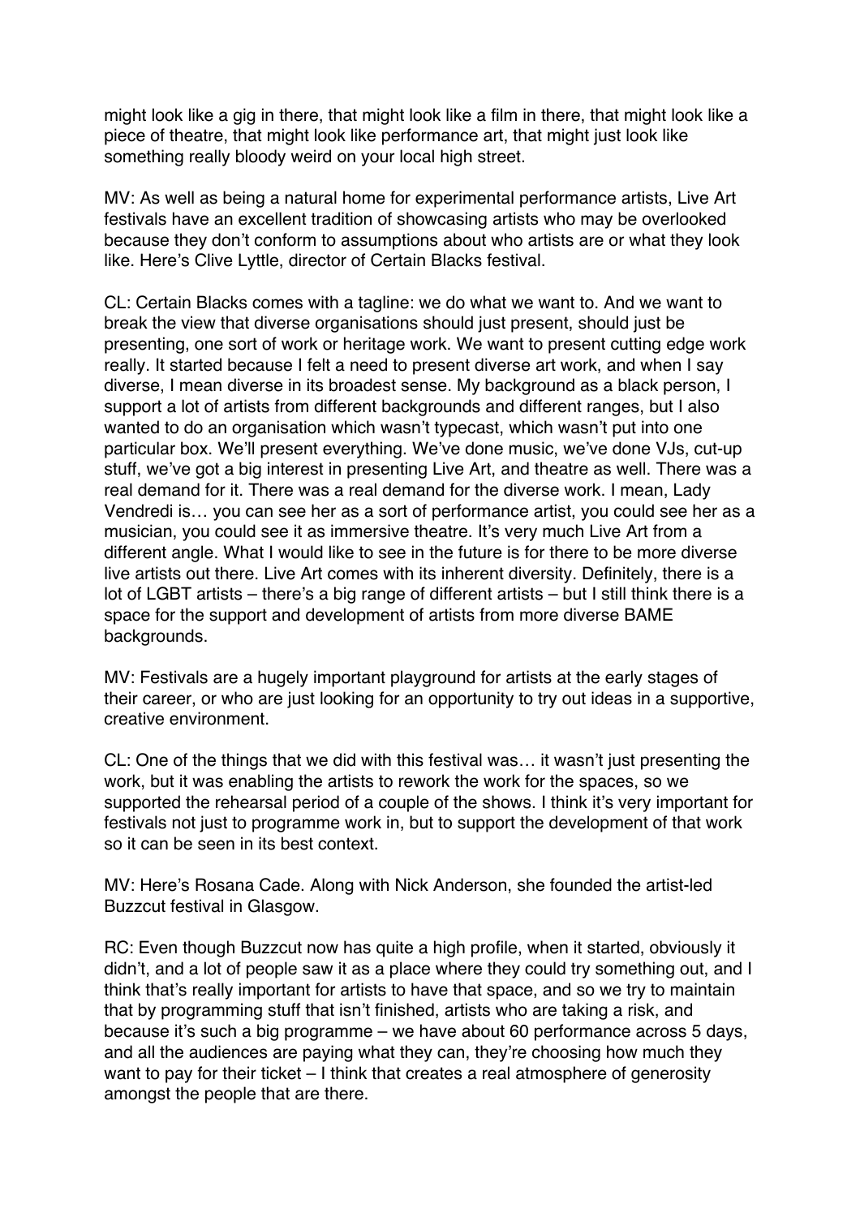might look like a gig in there, that might look like a film in there, that might look like a piece of theatre, that might look like performance art, that might just look like something really bloody weird on your local high street.

MV: As well as being a natural home for experimental performance artists, Live Art festivals have an excellent tradition of showcasing artists who may be overlooked because they don't conform to assumptions about who artists are or what they look like. Here's Clive Lyttle, director of Certain Blacks festival.

CL: Certain Blacks comes with a tagline: we do what we want to. And we want to break the view that diverse organisations should just present, should just be presenting, one sort of work or heritage work. We want to present cutting edge work really. It started because I felt a need to present diverse art work, and when I say diverse, I mean diverse in its broadest sense. My background as a black person, I support a lot of artists from different backgrounds and different ranges, but I also wanted to do an organisation which wasn't typecast, which wasn't put into one particular box. We'll present everything. We've done music, we've done VJs, cut-up stuff, we've got a big interest in presenting Live Art, and theatre as well. There was a real demand for it. There was a real demand for the diverse work. I mean, Lady Vendredi is… you can see her as a sort of performance artist, you could see her as a musician, you could see it as immersive theatre. It's very much Live Art from a different angle. What I would like to see in the future is for there to be more diverse live artists out there. Live Art comes with its inherent diversity. Definitely, there is a lot of LGBT artists – there's a big range of different artists – but I still think there is a space for the support and development of artists from more diverse BAME backgrounds.

MV: Festivals are a hugely important playground for artists at the early stages of their career, or who are just looking for an opportunity to try out ideas in a supportive, creative environment.

CL: One of the things that we did with this festival was… it wasn't just presenting the work, but it was enabling the artists to rework the work for the spaces, so we supported the rehearsal period of a couple of the shows. I think it's very important for festivals not just to programme work in, but to support the development of that work so it can be seen in its best context.

MV: Here's Rosana Cade. Along with Nick Anderson, she founded the artist-led Buzzcut festival in Glasgow.

RC: Even though Buzzcut now has quite a high profile, when it started, obviously it didn't, and a lot of people saw it as a place where they could try something out, and I think that's really important for artists to have that space, and so we try to maintain that by programming stuff that isn't finished, artists who are taking a risk, and because it's such a big programme – we have about 60 performance across 5 days, and all the audiences are paying what they can, they're choosing how much they want to pay for their ticket – I think that creates a real atmosphere of generosity amongst the people that are there.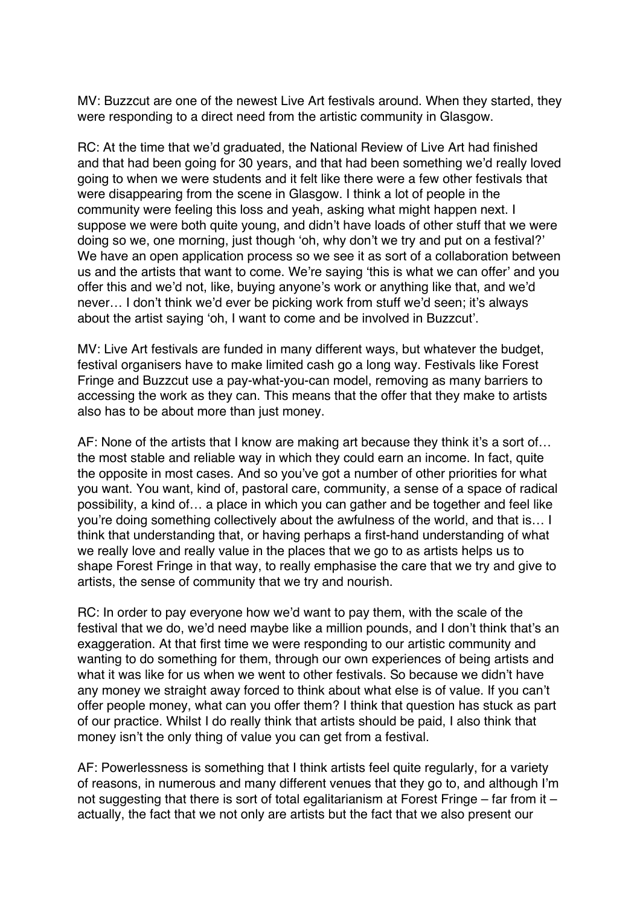MV: Buzzcut are one of the newest Live Art festivals around. When they started, they were responding to a direct need from the artistic community in Glasgow.

RC: At the time that we'd graduated, the National Review of Live Art had finished and that had been going for 30 years, and that had been something we'd really loved going to when we were students and it felt like there were a few other festivals that were disappearing from the scene in Glasgow. I think a lot of people in the community were feeling this loss and yeah, asking what might happen next. I suppose we were both quite young, and didn't have loads of other stuff that we were doing so we, one morning, just though 'oh, why don't we try and put on a festival?' We have an open application process so we see it as sort of a collaboration between us and the artists that want to come. We're saying 'this is what we can offer' and you offer this and we'd not, like, buying anyone's work or anything like that, and we'd never… I don't think we'd ever be picking work from stuff we'd seen; it's always about the artist saying 'oh, I want to come and be involved in Buzzcut'.

MV: Live Art festivals are funded in many different ways, but whatever the budget, festival organisers have to make limited cash go a long way. Festivals like Forest Fringe and Buzzcut use a pay-what-you-can model, removing as many barriers to accessing the work as they can. This means that the offer that they make to artists also has to be about more than just money.

AF: None of the artists that I know are making art because they think it's a sort of… the most stable and reliable way in which they could earn an income. In fact, quite the opposite in most cases. And so you've got a number of other priorities for what you want. You want, kind of, pastoral care, community, a sense of a space of radical possibility, a kind of… a place in which you can gather and be together and feel like you're doing something collectively about the awfulness of the world, and that is… I think that understanding that, or having perhaps a first-hand understanding of what we really love and really value in the places that we go to as artists helps us to shape Forest Fringe in that way, to really emphasise the care that we try and give to artists, the sense of community that we try and nourish.

RC: In order to pay everyone how we'd want to pay them, with the scale of the festival that we do, we'd need maybe like a million pounds, and I don't think that's an exaggeration. At that first time we were responding to our artistic community and wanting to do something for them, through our own experiences of being artists and what it was like for us when we went to other festivals. So because we didn't have any money we straight away forced to think about what else is of value. If you can't offer people money, what can you offer them? I think that question has stuck as part of our practice. Whilst I do really think that artists should be paid, I also think that money isn't the only thing of value you can get from a festival.

AF: Powerlessness is something that I think artists feel quite regularly, for a variety of reasons, in numerous and many different venues that they go to, and although I'm not suggesting that there is sort of total egalitarianism at Forest Fringe – far from it – actually, the fact that we not only are artists but the fact that we also present our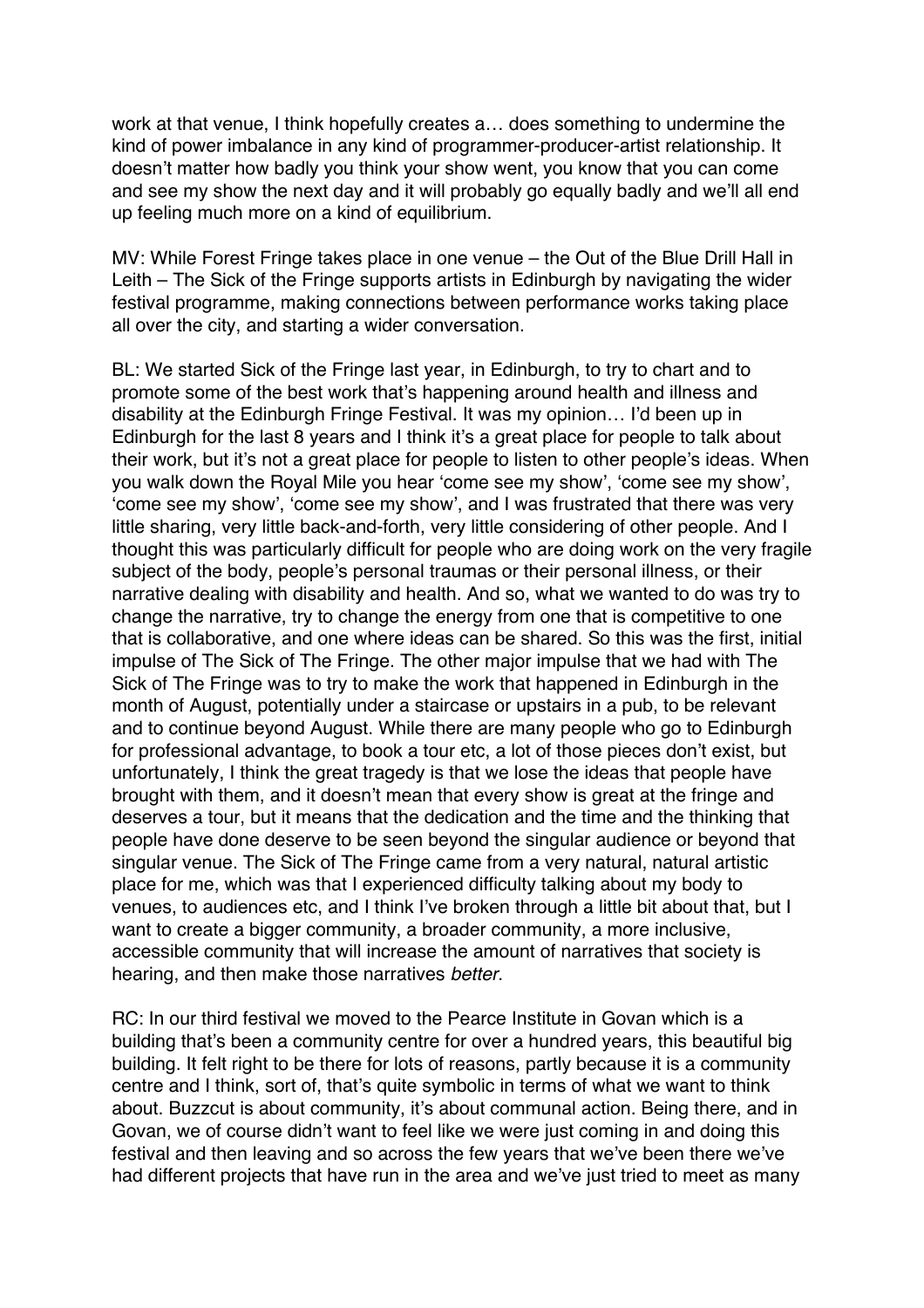work at that venue, I think hopefully creates a… does something to undermine the kind of power imbalance in any kind of programmer-producer-artist relationship. It doesn't matter how badly you think your show went, you know that you can come and see my show the next day and it will probably go equally badly and we'll all end up feeling much more on a kind of equilibrium.

MV: While Forest Fringe takes place in one venue – the Out of the Blue Drill Hall in Leith – The Sick of the Fringe supports artists in Edinburgh by navigating the wider festival programme, making connections between performance works taking place all over the city, and starting a wider conversation.

BL: We started Sick of the Fringe last year, in Edinburgh, to try to chart and to promote some of the best work that's happening around health and illness and disability at the Edinburgh Fringe Festival. It was my opinion… I'd been up in Edinburgh for the last 8 years and I think it's a great place for people to talk about their work, but it's not a great place for people to listen to other people's ideas. When you walk down the Royal Mile you hear 'come see my show', 'come see my show', 'come see my show', 'come see my show', and I was frustrated that there was very little sharing, very little back-and-forth, very little considering of other people. And I thought this was particularly difficult for people who are doing work on the very fragile subject of the body, people's personal traumas or their personal illness, or their narrative dealing with disability and health. And so, what we wanted to do was try to change the narrative, try to change the energy from one that is competitive to one that is collaborative, and one where ideas can be shared. So this was the first, initial impulse of The Sick of The Fringe. The other major impulse that we had with The Sick of The Fringe was to try to make the work that happened in Edinburgh in the month of August, potentially under a staircase or upstairs in a pub, to be relevant and to continue beyond August. While there are many people who go to Edinburgh for professional advantage, to book a tour etc, a lot of those pieces don't exist, but unfortunately, I think the great tragedy is that we lose the ideas that people have brought with them, and it doesn't mean that every show is great at the fringe and deserves a tour, but it means that the dedication and the time and the thinking that people have done deserve to be seen beyond the singular audience or beyond that singular venue. The Sick of The Fringe came from a very natural, natural artistic place for me, which was that I experienced difficulty talking about my body to venues, to audiences etc, and I think I've broken through a little bit about that, but I want to create a bigger community, a broader community, a more inclusive, accessible community that will increase the amount of narratives that society is hearing, and then make those narratives *better*.

RC: In our third festival we moved to the Pearce Institute in Govan which is a building that's been a community centre for over a hundred years, this beautiful big building. It felt right to be there for lots of reasons, partly because it is a community centre and I think, sort of, that's quite symbolic in terms of what we want to think about. Buzzcut is about community, it's about communal action. Being there, and in Govan, we of course didn't want to feel like we were just coming in and doing this festival and then leaving and so across the few years that we've been there we've had different projects that have run in the area and we've just tried to meet as many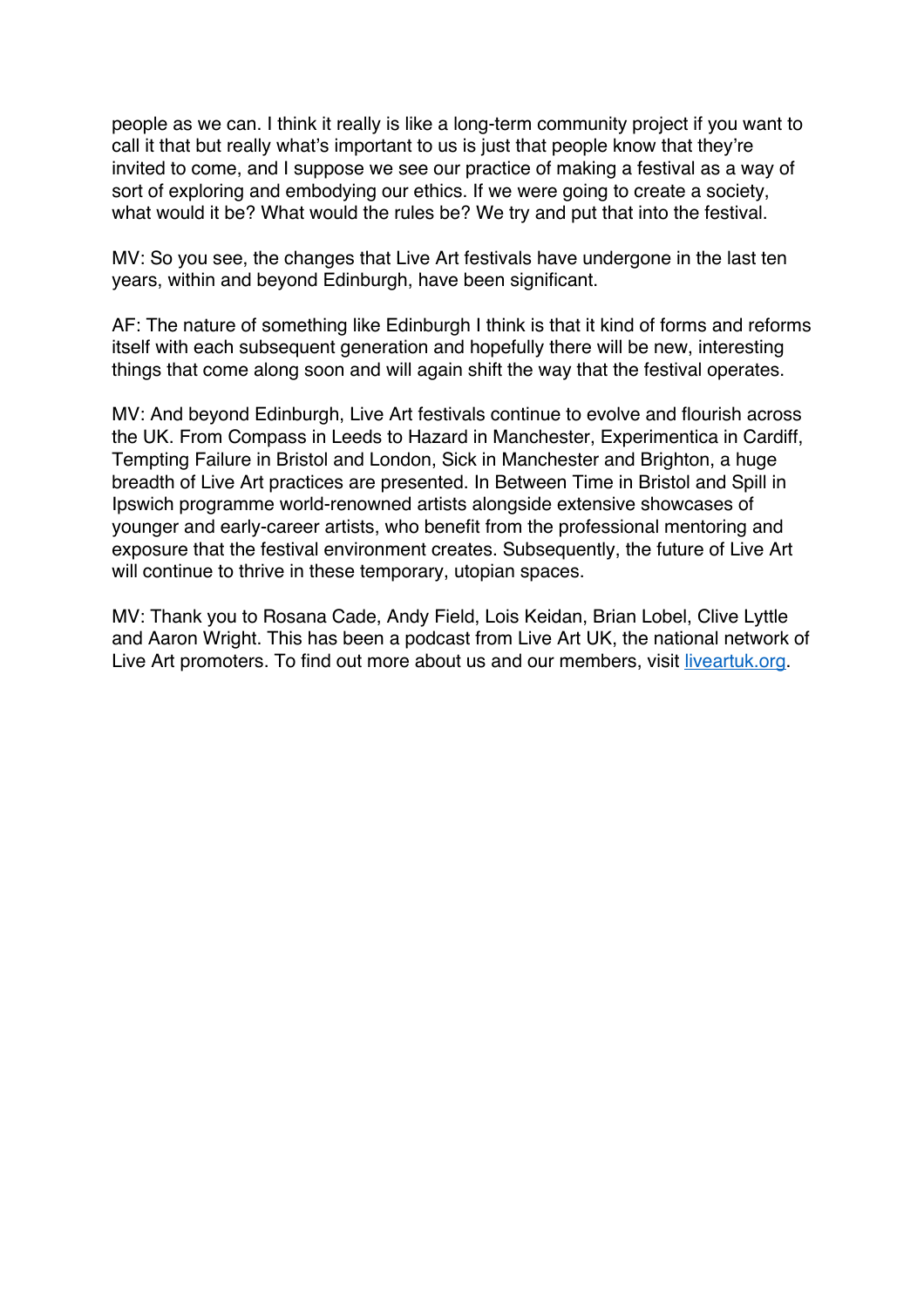people as we can. I think it really is like a long-term community project if you want to call it that but really what's important to us is just that people know that they're invited to come, and I suppose we see our practice of making a festival as a way of sort of exploring and embodying our ethics. If we were going to create a society, what would it be? What would the rules be? We try and put that into the festival.

MV: So you see, the changes that Live Art festivals have undergone in the last ten years, within and beyond Edinburgh, have been significant.

AF: The nature of something like Edinburgh I think is that it kind of forms and reforms itself with each subsequent generation and hopefully there will be new, interesting things that come along soon and will again shift the way that the festival operates.

MV: And beyond Edinburgh, Live Art festivals continue to evolve and flourish across the UK. From Compass in Leeds to Hazard in Manchester, Experimentica in Cardiff, Tempting Failure in Bristol and London, Sick in Manchester and Brighton, a huge breadth of Live Art practices are presented. In Between Time in Bristol and Spill in Ipswich programme world-renowned artists alongside extensive showcases of younger and early-career artists, who benefit from the professional mentoring and exposure that the festival environment creates. Subsequently, the future of Live Art will continue to thrive in these temporary, utopian spaces.

MV: Thank you to Rosana Cade, Andy Field, Lois Keidan, Brian Lobel, Clive Lyttle and Aaron Wright. This has been a podcast from Live Art UK, the national network of Live Art promoters. To find out more about us and our members, visit [liveartuk.org](http://liveartuk.org).